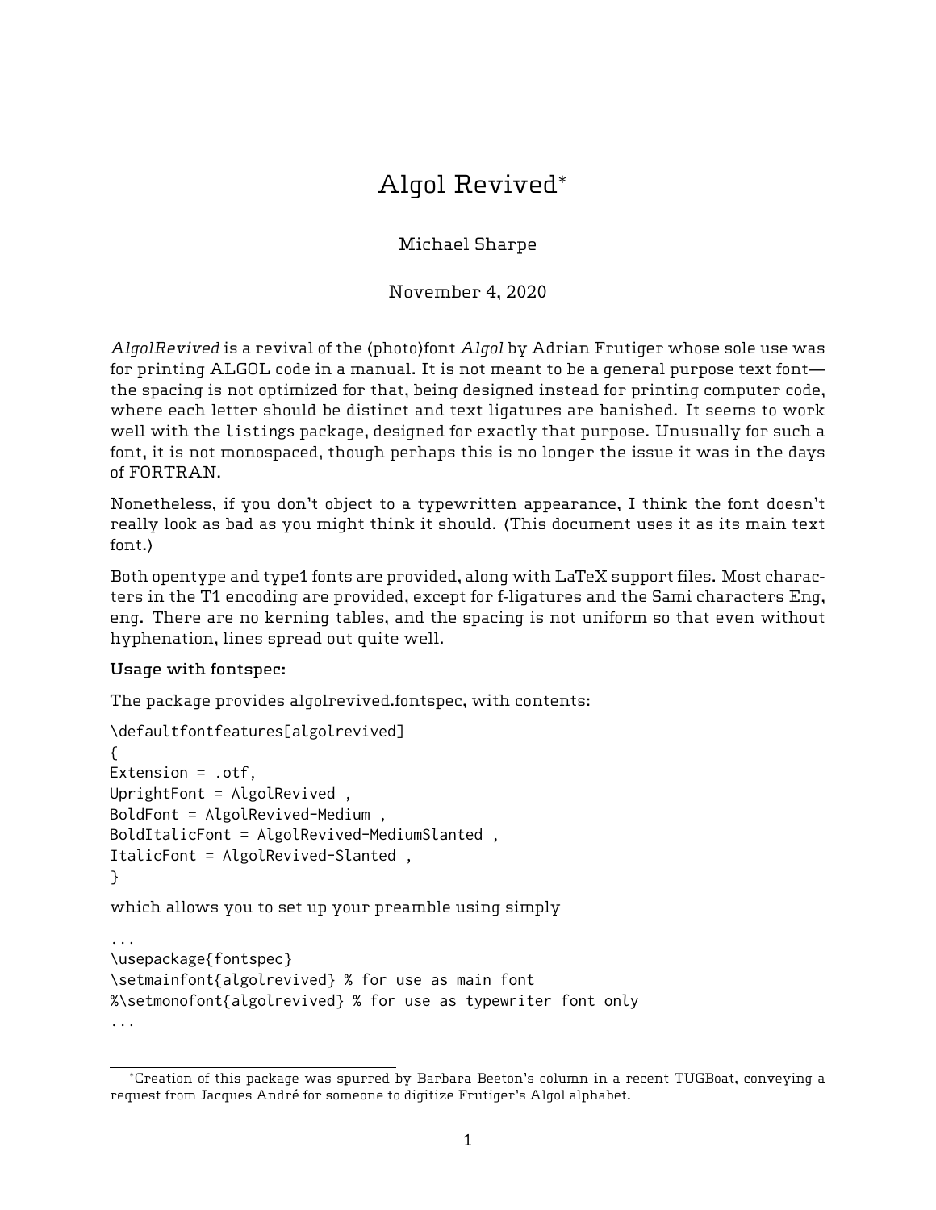# Algol Revived[*]

Michael Sharpe

November 4, 2020

*AlgolRevived* is a revival of the (photo)font *Algol* by Adrian Frutiger whose sole use was for printing ALGOL code in a manual. It is not meant to be a general purpose text font—the spacing is not optimized for that, being designed instead for printing computer code, where each letter should be distinct and text ligatures are banished. It seems to work well with the `listings` package, designed for exactly that purpose. Unusually for such a font, it is not monospaced, though perhaps this is no longer the issue it was in the days of FORTRAN.

Nonetheless, if you don't object to a typewritten appearance, I think the font doesn't really look as bad as you might think it should. (This document uses it as its main text font.)

Both opentype and type1 fonts are provided, along with LaTeX support files. Most characters in the T1 encoding are provided, except for f-ligatures and the Sami characters Eng, eng. There are no kerning tables, and the spacing is not uniform so that even without hyphenation, lines spread out quite well.

**Usage with fontspec:**

The package provides algolrevived.fontspec, with contents:

```
\defaultfontfeatures[algolrevived]
{
Extension = .otf,
UprightFont = AlgolRevived ,
BoldFont = AlgolRevived-Medium ,
BoldItalicFont = AlgolRevived-MediumSlanted ,
ItalicFont = AlgolRevived-Slanted ,
}
```

which allows you to set up your preamble using simply

```
...
\usepackage{fontspec}
\setmainfont{algolrevived} % for use as main font
%\setmonofont{algolrevived} % for use as typewriter font only
...
```

[*] Creation of this package was spurred by Barbara Beeton's column in a recent TUGBoat, conveying a request from Jacques André for someone to digitize Frutiger's Algol alphabet.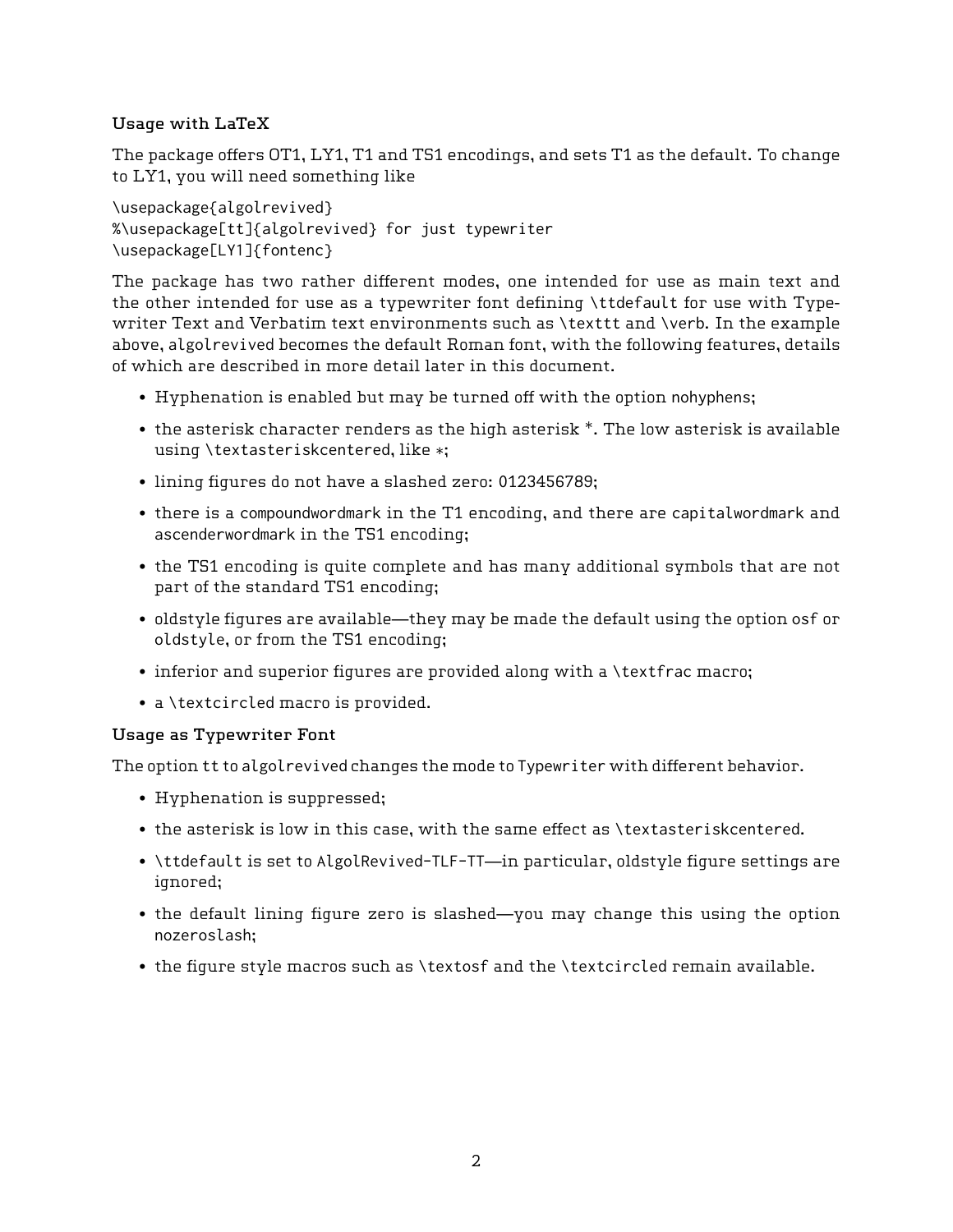### Usage with LaTeX

The package offers OT1, LY1, T1 and TS1 encodings, and sets T1 as the default. To change to LY1, you will need something like

```
\usepackage{algolrevived}
%\usepackage[tt]{algolrevived} for just typewriter
\usepackage[LY1]{fontenc}
```

The package has two rather different modes, one intended for use as main text and the other intended for use as a typewriter font defining `\ttdefault` for use with Typewriter Text and Verbatim text environments such as `\texttt` and `\verb`. In the example above, algolrevived becomes the default Roman font, with the following features, details of which are described in more detail later in this document.

- Hyphenation is enabled but may be turned off with the option nohyphens;
- the asterisk character renders as the high asterisk *. The low asterisk is available using `\textasteriskcentered`, like ∗;
- lining figures do not have a slashed zero: 0123456789;
- there is a compoundwordmark in the T1 encoding, and there are capitalwordmark and ascenderwordmark in the TS1 encoding;
- the TS1 encoding is quite complete and has many additional symbols that are not part of the standard TS1 encoding;
- oldstyle figures are available—they may be made the default using the option osf or oldstyle, or from the TS1 encoding;
- inferior and superior figures are provided along with a `\textfrac` macro;
- a `\textcircled` macro is provided.

### Usage as Typewriter Font

The option tt to algolrevived changes the mode to Typewriter with different behavior.

- Hyphenation is suppressed;
- the asterisk is low in this case, with the same effect as `\textasteriskcentered`.
- `\ttdefault` is set to AlgolRevived-TLF-TT—in particular, oldstyle figure settings are ignored;
- the default lining figure zero is slashed—you may change this using the option nozeroslash;
- the figure style macros such as `\textosf` and the `\textcircled` remain available.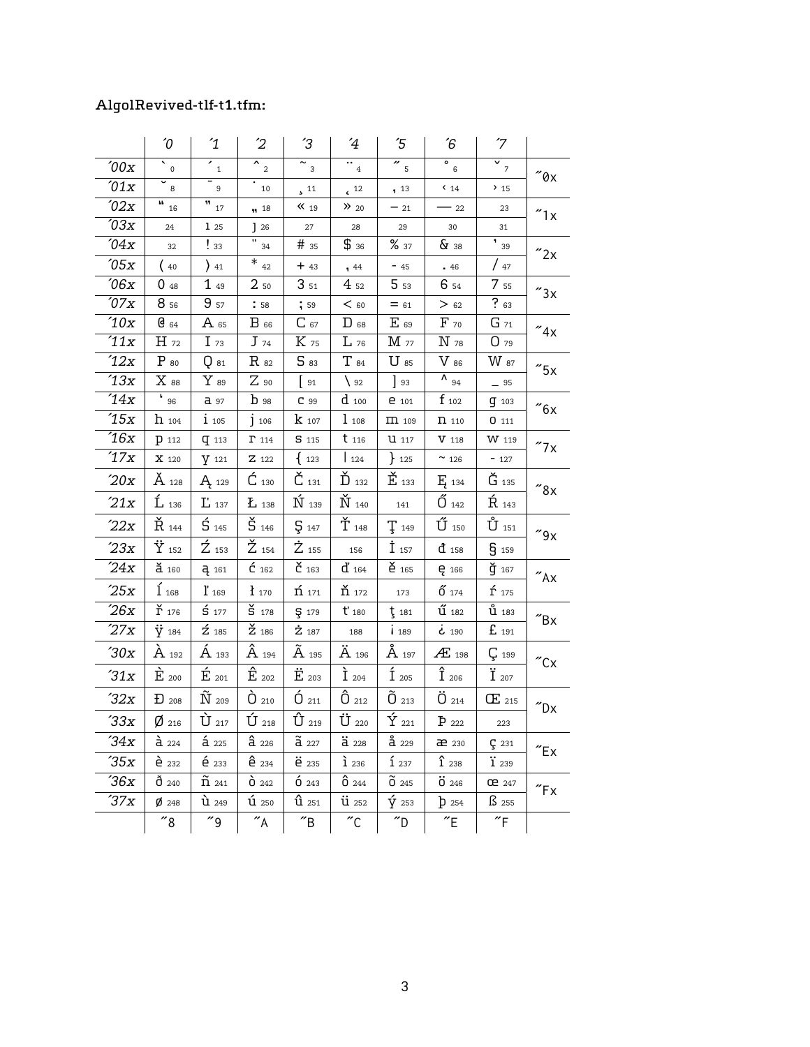AlgolRevived-tlf-t1.tfm:

| | ´0 | ´1 | ´2 | ´3 | ´4 | ´5 | ´6 | ´7 | |
|---|---|---|---|---|---|---|---|---|---|
| ´00x | ` 0 | ´ 1 | ˆ 2 | ˜ 3 | ¨ 4 | ˝ 5 | ˚ 6 | ˇ 7 | ˝0x |
| ´01x | ˘ 8 | ¯ 9 | ˙ 10 | ¸ 11 | ˛ 12 | ‚ 13 | ‹ 14 | › 15 | |
| ´02x | “ 16 | ” 17 | „ 18 | « 19 | » 20 | – 21 | — 22 | 23 | ˝1x |
| ´03x | 24 | ı 25 | ȷ 26 | 27 | 28 | 29 | 30 | 31 | |
| ´04x | 32 | ! 33 | " 34 | # 35 | $ 36 | % 37 | & 38 | ’ 39 | ˝2x |
| ´05x | ( 40 | ) 41 | * 42 | + 43 | , 44 | - 45 | . 46 | / 47 | |
| ´06x | 0 48 | 1 49 | 2 50 | 3 51 | 4 52 | 5 53 | 6 54 | 7 55 | ˝3x |
| ´07x | 8 56 | 9 57 | : 58 | ; 59 | < 60 | = 61 | > 62 | ? 63 | |
| ´10x | @ 64 | A 65 | B 66 | C 67 | D 68 | E 69 | F 70 | G 71 | ˝4x |
| ´11x | H 72 | I 73 | J 74 | K 75 | L 76 | M 77 | N 78 | O 79 | |
| ´12x | P 80 | Q 81 | R 82 | S 83 | T 84 | U 85 | V 86 | W 87 | ˝5x |
| ´13x | X 88 | Y 89 | Z 90 | [ 91 | \ 92 | ] 93 | ^ 94 | _ 95 | |
| ´14x | ‘ 96 | a 97 | b 98 | c 99 | d 100 | e 101 | f 102 | g 103 | ˝6x |
| ´15x | h 104 | i 105 | j 106 | k 107 | l 108 | m 109 | n 110 | o 111 | |
| ´16x | p 112 | q 113 | r 114 | s 115 | t 116 | u 117 | v 118 | w 119 | ˝7x |
| ´17x | x 120 | y 121 | z 122 | { 123 | \| 124 | } 125 | ~ 126 | - 127 | |
| ´20x | Ă 128 | Ą 129 | Ć 130 | Č 131 | Ď 132 | Ě 133 | Ę 134 | Ğ 135 | ˝8x |
| ´21x | Ĺ 136 | Ľ 137 | Ł 138 | Ń 139 | Ň 140 | 141 | Ő 142 | Ŕ 143 | |
| ´22x | Ř 144 | Ś 145 | Š 146 | Ş 147 | Ť 148 | Ţ 149 | Ű 150 | Ů 151 | ˝9x |
| ´23x | Ÿ 152 | Ź 153 | Ž 154 | Ż 155 | 156 | İ 157 | đ 158 | § 159 | |
| ´24x | ă 160 | ą 161 | ć 162 | č 163 | ď 164 | ě 165 | ę 166 | ğ 167 | ˝Ax |
| ´25x | ĺ 168 | ľ 169 | ł 170 | ń 171 | ň 172 | 173 | ő 174 | ŕ 175 | |
| ´26x | ř 176 | ś 177 | š 178 | ş 179 | ť 180 | ţ 181 | ű 182 | ů 183 | ˝Bx |
| ´27x | ÿ 184 | ź 185 | ž 186 | ż 187 | 188 | ¡ 189 | ¿ 190 | £ 191 | |
| ´30x | À 192 | Á 193 | Â 194 | Ã 195 | Ä 196 | Å 197 | Æ 198 | Ç 199 | ˝Cx |
| ´31x | È 200 | É 201 | Ê 202 | Ë 203 | Ì 204 | Í 205 | Î 206 | Ï 207 | |
| ´32x | Đ 208 | Ñ 209 | Ò 210 | Ó 211 | Ô 212 | Õ 213 | Ö 214 | Œ 215 | ˝Dx |
| ´33x | Ø 216 | Ù 217 | Ú 218 | Û 219 | Ü 220 | Ý 221 | Þ 222 | 223 | |
| ´34x | à 224 | á 225 | â 226 | ã 227 | ä 228 | å 229 | æ 230 | ç 231 | ˝Ex |
| ´35x | è 232 | é 233 | ê 234 | ë 235 | ì 236 | í 237 | î 238 | ï 239 | |
| ´36x | ð 240 | ñ 241 | ò 242 | ó 243 | ô 244 | õ 245 | ö 246 | œ 247 | ˝Fx |
| ´37x | ø 248 | ù 249 | ú 250 | û 251 | ü 252 | ý 253 | þ 254 | ß 255 | |
| | ˝8 | ˝9 | ˝A | ˝B | ˝C | ˝D | ˝E | ˝F | |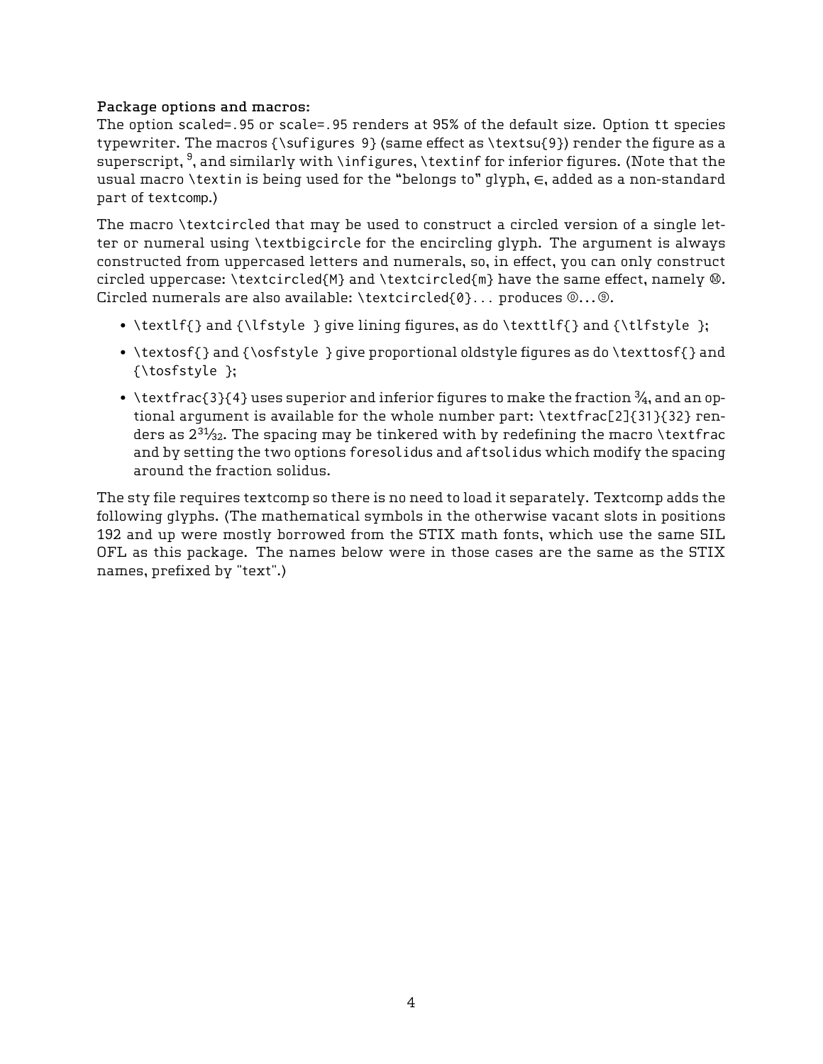**Package options and macros:**

The option `scaled=.95` or `scale=.95` renders at 95% of the default size. Option `tt` species typewriter. The macros `{\sufigures 9}` (same effect as `\textsu{9}`) render the figure as a superscript, $^9$, and similarly with `\infigures`, `\textinf` for inferior figures. (Note that the usual macro `\textin` is being used for the "belongs to" glyph, ∈, added as a non-standard part of textcomp.)

The macro `\textcircled` that may be used to construct a circled version of a single letter or numeral using `\textbigcircle` for the encircling glyph. The argument is always constructed from uppercased letters and numerals, so, in effect, you can only construct circled uppercase: `\textcircled{M}` and `\textcircled{m}` have the same effect, namely Ⓜ. Circled numerals are also available: `\textcircled{0}`... produces ⓪...⑨.

- `\textlf{}` and `{\lfstyle }` give lining figures, as do `\texttlf{}` and `{\tlfstyle }`;
- `\textosf{}` and `{\osfstyle }` give proportional oldstyle figures as do `\texttosf{}` and `{\tosfstyle }`;
- `\textfrac{3}{4}` uses superior and inferior figures to make the fraction ¾, and an optional argument is available for the whole number part: `\textfrac[2]{31}{32}` renders as $2^{31}\!/_{32}$. The spacing may be tinkered with by redefining the macro `\textfrac` and by setting the two options `foresolidus` and `aftsolidus` which modify the spacing around the fraction solidus.

The sty file requires textcomp so there is no need to load it separately. Textcomp adds the following glyphs. (The mathematical symbols in the otherwise vacant slots in positions 192 and up were mostly borrowed from the STIX math fonts, which use the same SIL OFL as this package. The names below were in those cases are the same as the STIX names, prefixed by "text".)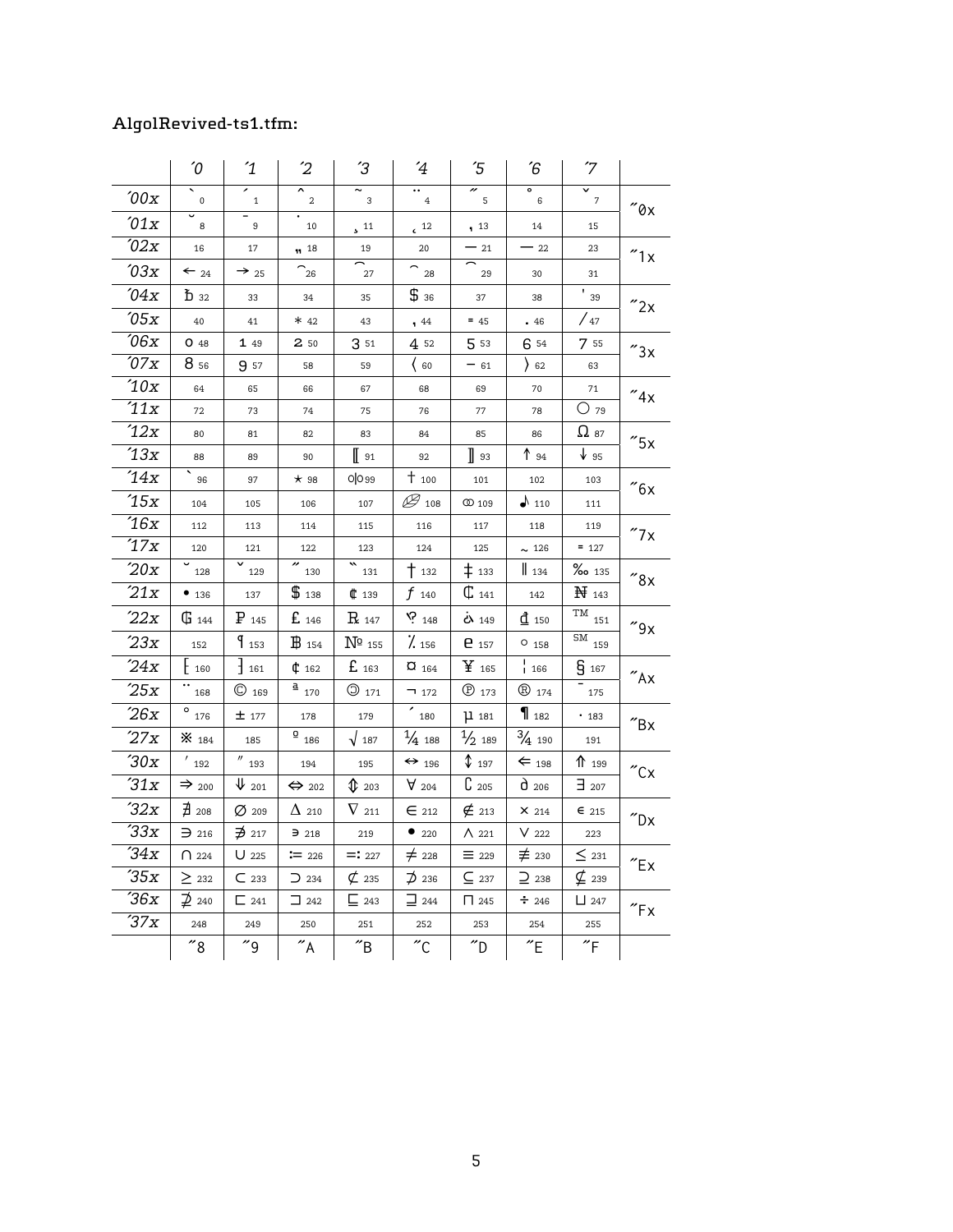AlgolRevived-ts1.tfm:

| | ´0 | ´1 | ´2 | ´3 | ´4 | ´5 | ´6 | ´7 | |
|---|---|---|---|---|---|---|---|---|---|
| ´00x | ` 0 | ´ 1 | ˆ 2 | ˜ 3 | ¨ 4 | ˝ 5 | ˚ 6 | ˇ 7 | ˝0x |
| ´01x | ˘ 8 | ¯ 9 | ˙ 10 | ¸ 11 | ˛ 12 | , 13 | 14 | 15 | |
| ´02x | 16 | 17 | „ 18 | 19 | 20 | — 21 | — 22 | 23 | ˝1x |
| ´03x | ← 24 | → 25 | ⁀ 26 | ⁀ 27 | ⁀ 28 | ⁀ 29 | 30 | 31 | |
| ´04x | ƀ 32 | 33 | 34 | 35 | $ 36 | 37 | 38 | ' 39 | ˝2x |
| ´05x | 40 | 41 | * 42 | 43 | , 44 | = 45 | . 46 | / 47 | |
| ´06x | 0 48 | 1 49 | 2 50 | 3 51 | 4 52 | 5 53 | 6 54 | 7 55 | ˝3x |
| ´07x | 8 56 | 9 57 | 58 | 59 | ⟨ 60 | − 61 | ⟩ 62 | 63 | |
| ´10x | 64 | 65 | 66 | 67 | 68 | 69 | 70 | 71 | ˝4x |
| ´11x | 72 | 73 | 74 | 75 | 76 | 77 | 78 | ◯ 79 | |
| ´12x | 80 | 81 | 82 | 83 | 84 | 85 | 86 | Ω 87 | ˝5x |
| ´13x | 88 | 89 | 90 | ⟦ 91 | 92 | ⟧ 93 | ↑ 94 | ↓ 95 | |
| ´14x | ` 96 | 97 | ★ 98 | o\|o 99 | † 100 | 101 | 102 | 103 | ˝6x |
| ´15x | 104 | 105 | 106 | 107 | 🍃 108 | ⚭ 109 | ♪ 110 | 111 | |
| ´16x | 112 | 113 | 114 | 115 | 116 | 117 | 118 | 119 | ˝7x |
| ´17x | 120 | 121 | 122 | 123 | 124 | 125 | ~ 126 | = 127 | |
| ´20x | ˘ 128 | ˇ 129 | ˝ 130 | ̏ 131 | † 132 | ‡ 133 | ‖ 134 | ‰ 135 | ˝8x |
| ´21x | • 136 | 137 | $ 138 | ¢ 139 | ƒ 140 | ₡ 141 | 142 | ₦ 143 | |
| ´22x | ₲ 144 | ₱ 145 | ₤ 146 | ℞ 147 | ‽ 148 | ⸘ 149 | ₫ 150 | ™ 151 | ˝9x |
| ´23x | 152 | ⁋ 153 | ฿ 154 | № 155 | ⁒ 156 | ℮ 157 | ◦ 158 | ℠ 159 | |
| ´24x | ⁅ 160 | ⁆ 161 | ¢ 162 | £ 163 | ¤ 164 | ¥ 165 | ¦ 166 | § 167 | ˝Ax |
| ´25x | ¨ 168 | © 169 | ª 170 | ㉄ 171 | ¬ 172 | ℗ 173 | ® 174 | ¯ 175 | |
| ´26x | ° 176 | ± 177 | 178 | 179 | ´ 180 | µ 181 | ¶ 182 | · 183 | ˝Bx |
| ´27x | ※ 184 | 185 | º 186 | √ 187 | ¼ 188 | ½ 189 | ¾ 190 | 191 | |
| ´30x | ′ 192 | ″ 193 | 194 | 195 | ↔ 196 | ↕ 197 | ⇐ 198 | ⇑ 199 | ˝Cx |
| ´31x | ⇒ 200 | ⇓ 201 | ⇔ 202 | ⇕ 203 | ∀ 204 | ∁ 205 | ∂ 206 | ∃ 207 | |
| ´32x | ∄ 208 | ∅ 209 | ∆ 210 | ∇ 211 | ∈ 212 | ∉ 213 | × 214 | ∊ 215 | ˝Dx |
| ´33x | ∋ 216 | ∌ 217 | ∍ 218 | 219 | • 220 | ∧ 221 | ∨ 222 | 223 | |
| ´34x | ∩ 224 | ∪ 225 | ≔ 226 | ≕ 227 | ≠ 228 | ≡ 229 | ≢ 230 | ≤ 231 | ˝Ex |
| ´35x | ≥ 232 | ⊂ 233 | ⊃ 234 | ⊄ 235 | ⊅ 236 | ⊆ 237 | ⊇ 238 | ⊈ 239 | |
| ´36x | ⊉ 240 | ⊏ 241 | ⊐ 242 | ⊑ 243 | ⊒ 244 | ⊓ 245 | ÷ 246 | ⊔ 247 | ˝Fx |
| ´37x | 248 | 249 | 250 | 251 | 252 | 253 | 254 | 255 | |
| | ˝8 | ˝9 | ˝A | ˝B | ˝C | ˝D | ˝E | ˝F | |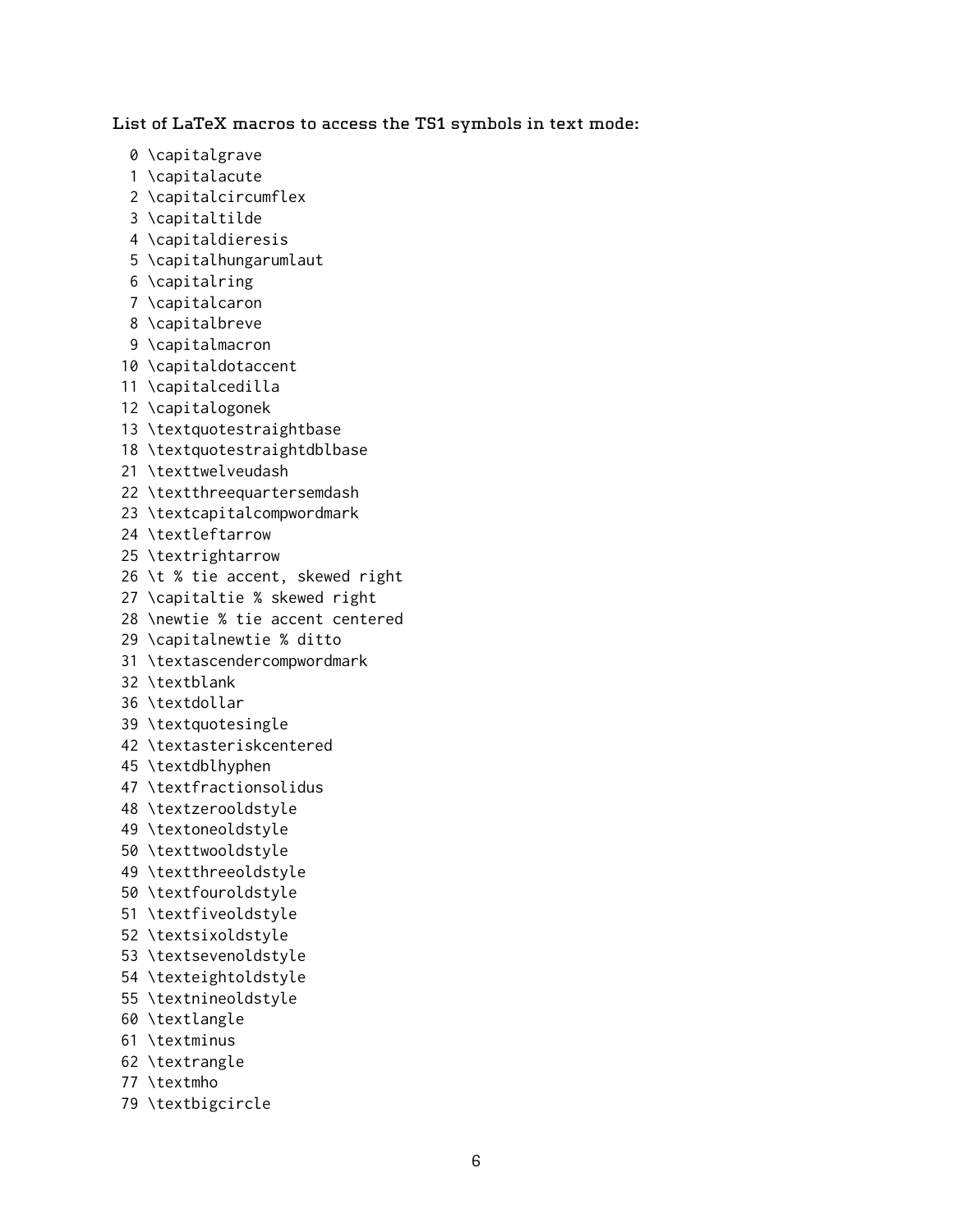List of LaTeX macros to access the TS1 symbols in text mode:

```
 0 \capitalgrave
 1 \capitalacute
 2 \capitalcircumflex
 3 \capitaltilde
 4 \capitaldieresis
 5 \capitalhungarumlaut
 6 \capitalring
 7 \capitalcaron
 8 \capitalbreve
 9 \capitalmacron
10 \capitaldotaccent
11 \capitalcedilla
12 \capitalogonek
13 \textquotestraightbase
18 \textquotestraightdblbase
21 \texttwelveudash
22 \textthreequartersemdash
23 \textcapitalcompwordmark
24 \textleftarrow
25 \textrightarrow
26 \t % tie accent, skewed right
27 \capitaltie % skewed right
28 \newtie % tie accent centered
29 \capitalnewtie % ditto
31 \textascendercompwordmark
32 \textblank
36 \textdollar
39 \textquotesingle
42 \textasteriskcentered
45 \textdblhyphen
47 \textfractionsolidus
48 \textzerooldstyle
49 \textoneoldstyle
50 \texttwooldstyle
49 \textthreeoldstyle
50 \textfouroldstyle
51 \textfiveoldstyle
52 \textsixoldstyle
53 \textsevenoldstyle
54 \texteightoldstyle
55 \textnineoldstyle
60 \textlangle
61 \textminus
62 \textrangle
77 \textmho
79 \textbigcircle
```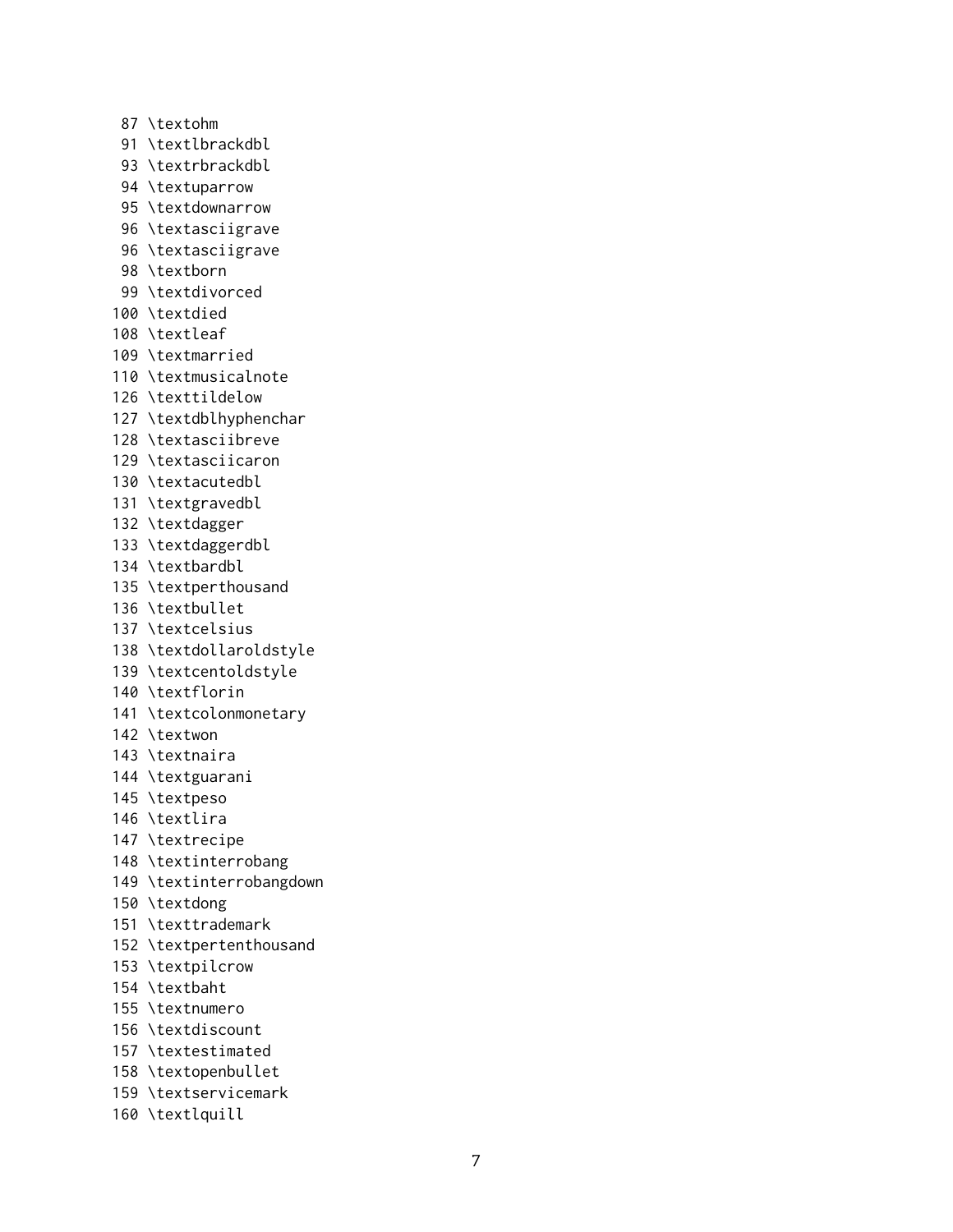```
 87 \textohm
 91 \textlbrackdbl
 93 \textrbrackdbl
 94 \textuparrow
 95 \textdownarrow
 96 \textasciigrave
 96 \textasciigrave
 98 \textborn
 99 \textdivorced
100 \textdied
108 \textleaf
109 \textmarried
110 \textmusicalnote
126 \texttildelow
127 \textdblhyphenchar
128 \textasciibreve
129 \textasciicaron
130 \textacutedbl
131 \textgravedbl
132 \textdagger
133 \textdaggerdbl
134 \textbardbl
135 \textperthousand
136 \textbullet
137 \textcelsius
138 \textdollaroldstyle
139 \textcentoldstyle
140 \textflorin
141 \textcolonmonetary
142 \textwon
143 \textnaira
144 \textguarani
145 \textpeso
146 \textlira
147 \textrecipe
148 \textinterrobang
149 \textinterrobangdown
150 \textdong
151 \texttrademark
152 \textpertenthousand
153 \textpilcrow
154 \textbaht
155 \textnumero
156 \textdiscount
157 \textestimated
158 \textopenbullet
159 \textservicemark
160 \textlquill
```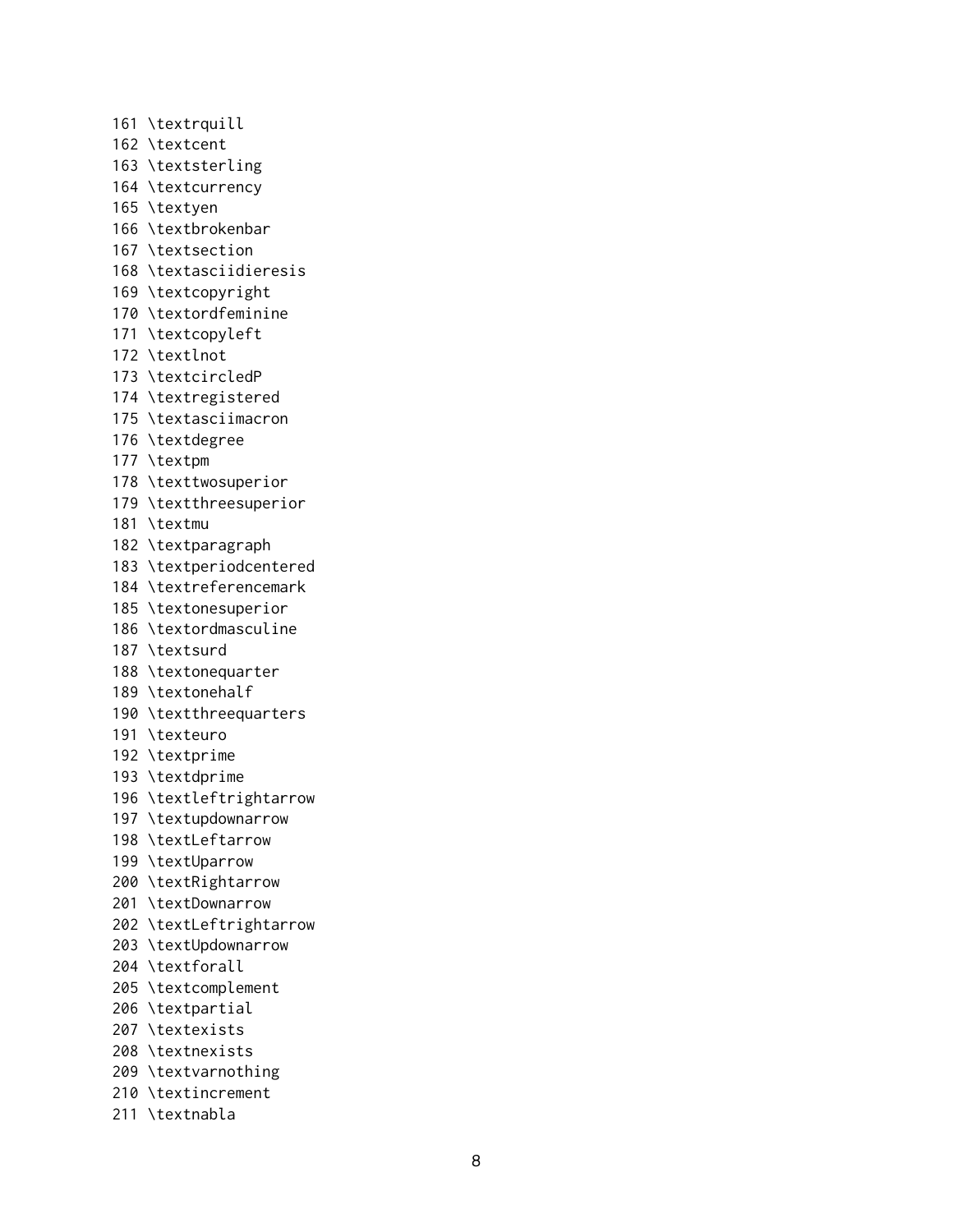```
161 \textrquill
162 \textcent
163 \textsterling
164 \textcurrency
165 \textyen
166 \textbrokenbar
167 \textsection
168 \textasciidieresis
169 \textcopyright
170 \textordfeminine
171 \textcopyleft
172 \textlnot
173 \textcircledP
174 \textregistered
175 \textasciimacron
176 \textdegree
177 \textpm
178 \texttwosuperior
179 \textthreesuperior
181 \textmu
182 \textparagraph
183 \textperiodcentered
184 \textreferencemark
185 \textonesuperior
186 \textordmasculine
187 \textsurd
188 \textonequarter
189 \textonehalf
190 \textthreequarters
191 \texteuro
192 \textprime
193 \textdprime
196 \textleftrightarrow
197 \textupdownarrow
198 \textLeftarrow
199 \textUparrow
200 \textRightarrow
201 \textDownarrow
202 \textLeftrightarrow
203 \textUpdownarrow
204 \textforall
205 \textcomplement
206 \textpartial
207 \textexists
208 \textnexists
209 \textvarnothing
210 \textincrement
211 \textnabla
```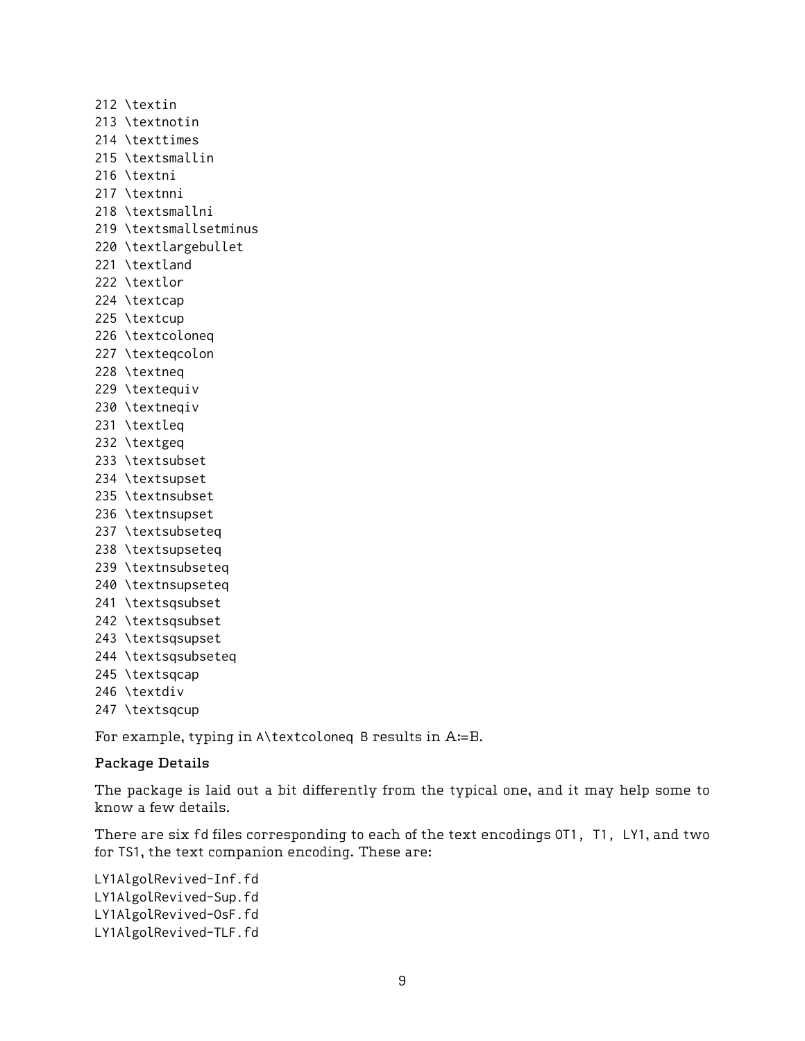212 \textin  
213 \textnotin  
214 \texttimes  
215 \textsmallin  
216 \textni  
217 \textnni  
218 \textsmallni  
219 \textsmallsetminus  
220 \textlargebullet  
221 \textland  
222 \textlor  
224 \textcap  
225 \textcup  
226 \textcoloneq  
227 \texteqcolon  
228 \textneq  
229 \textequiv  
230 \textneqiv  
231 \textleq  
232 \textgeq  
233 \textsubset  
234 \textsupset  
235 \textnsubset  
236 \textnsupset  
237 \textsubseteq  
238 \textsupseteq  
239 \textnsubseteq  
240 \textnsupseteq  
241 \textsqsubset  
242 \textsqsubset  
243 \textsqsupset  
244 \textsqsubseteq  
245 \textsqcap  
246 \textdiv  
247 \textsqcup

For example, typing in `A\textcoloneq B` results in A≔B.

### Package Details

The package is laid out a bit differently from the typical one, and it may help some to know a few details.

There are six fd files corresponding to each of the text encodings OT1, T1, LY1, and two for TS1, the text companion encoding. These are:

```
LY1AlgolRevived-Inf.fd
LY1AlgolRevived-Sup.fd
LY1AlgolRevived-OsF.fd
LY1AlgolRevived-TLF.fd
```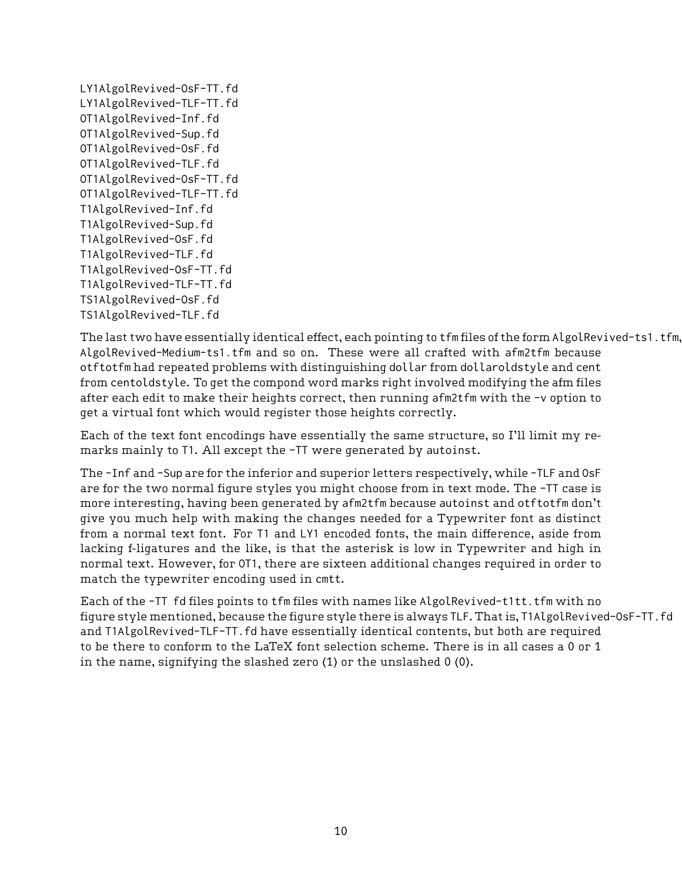LY1AlgolRevived-OsF-TT.fd  
LY1AlgolRevived-TLF-TT.fd  
OT1AlgolRevived-Inf.fd  
OT1AlgolRevived-Sup.fd  
OT1AlgolRevived-OsF.fd  
OT1AlgolRevived-TLF.fd  
OT1AlgolRevived-OsF-TT.fd  
OT1AlgolRevived-TLF-TT.fd  
T1AlgolRevived-Inf.fd  
T1AlgolRevived-Sup.fd  
T1AlgolRevived-OsF.fd  
T1AlgolRevived-TLF.fd  
T1AlgolRevived-OsF-TT.fd  
T1AlgolRevived-TLF-TT.fd  
TS1AlgolRevived-OsF.fd  
TS1AlgolRevived-TLF.fd

The last two have essentially identical effect, each pointing to tfm files of the form AlgolRevived-ts1.tfm, AlgolRevived-Medium-ts1.tfm and so on. These were all crafted with afm2tfm because otftotfm had repeated problems with distinguishing dollar from dollaroldstyle and cent from centoldstyle. To get the compond word marks right involved modifying the afm files after each edit to make their heights correct, then running afm2tfm with the -v option to get a virtual font which would register those heights correctly.

Each of the text font encodings have essentially the same structure, so I'll limit my remarks mainly to T1. All except the -TT were generated by autoinst.

The -Inf and -Sup are for the inferior and superior letters respectively, while -TLF and OsF are for the two normal figure styles you might choose from in text mode. The -TT case is more interesting, having been generated by afm2tfm because autoinst and otftotfm don't give you much help with making the changes needed for a Typewriter font as distinct from a normal text font. For T1 and LY1 encoded fonts, the main difference, aside from lacking f-ligatures and the like, is that the asterisk is low in Typewriter and high in normal text. However, for OT1, there are sixteen additional changes required in order to match the typewriter encoding used in cmtt.

Each of the -TT fd files points to tfm files with names like AlgolRevived-t1tt.tfm with no figure style mentioned, because the figure style there is always TLF. That is, T1AlgolRevived-OsF-TT.fd and T1AlgolRevived-TLF-TT.fd have essentially identical contents, but both are required to be there to conform to the LaTeX font selection scheme. There is in all cases a 0 or 1 in the name, signifying the slashed zero (1) or the unslashed 0 (0).